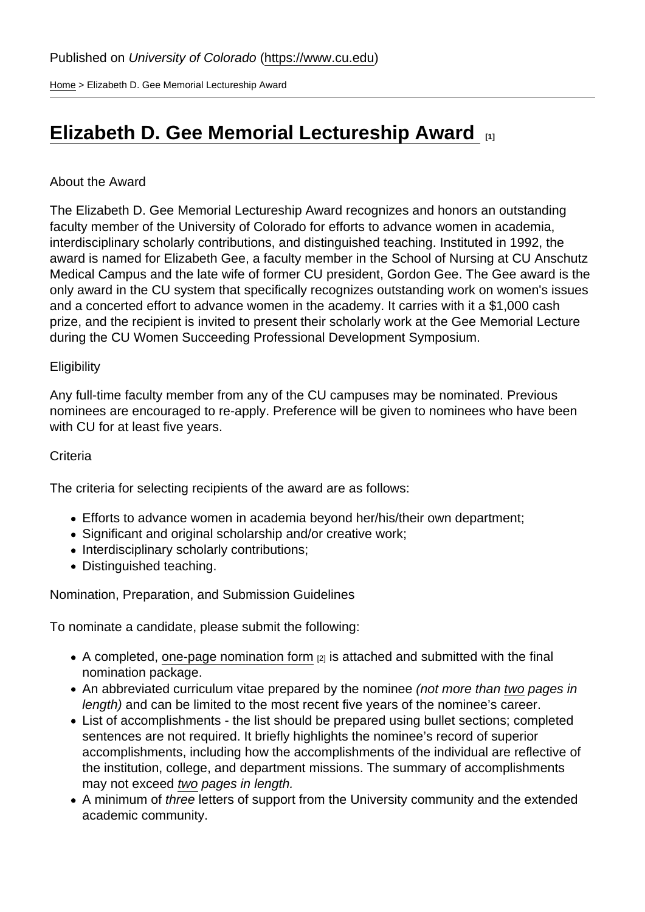Published on *University of Colorado* (https://www.cu.edu)

Home > Elizabeth D. Gee Memorial Lectureship Award

# Elizabeth D. Gee Memorial Lectureship Award [1]

About the Award

The Elizabeth D. Gee Memorial Lectureship Award recognizes and honors an outstanding faculty member of the University of Colorado for efforts to advance women in academia, interdisciplinary scholarly contributions, and distinguished teaching. Instituted in 1992, the award is named for Elizabeth Gee, a faculty member in the School of Nursing at CU Anschutz Medical Campus and the late wife of former CU president, Gordon Gee. The Gee award is the only award in the CU system that specifically recognizes outstanding work on women's issues and a concerted effort to advance women in the academy. It carries with it a $1,000 cash prize, and the recipient is invited to present their scholarly work at the Gee Memorial Lecture during the CU Women Succeeding Professional Development Symposium.

Eligibility

Any full-time faculty member from any of the CU campuses may be nominated. Previous nominees are encouraged to re-apply. Preference will be given to nominees who have been with CU for at least five years.

Criteria

The criteria for selecting recipients of the award are as follows:

- Efforts to advance women in academia beyond her/his/their own department;
- Significant and original scholarship and/or creative work;
- Interdisciplinary scholarly contributions;
- Distinguished teaching.

Nomination, Preparation, and Submission Guidelines

To nominate a candidate, please submit the following:

- A completed, one-page nomination form [2] is attached and submitted with the final nomination package.
- An abbreviated curriculum vitae prepared by the nominee *(not more than two pages in length)* and can be limited to the most recent five years of the nominee's career.
- List of accomplishments - the list should be prepared using bullet sections; completed sentences are not required. It briefly highlights the nominee's record of superior accomplishments, including how the accomplishments of the individual are reflective of the institution, college, and department missions. The summary of accomplishments may not exceed *two pages in length.*
- A minimum of *three* letters of support from the University community and the extended academic community.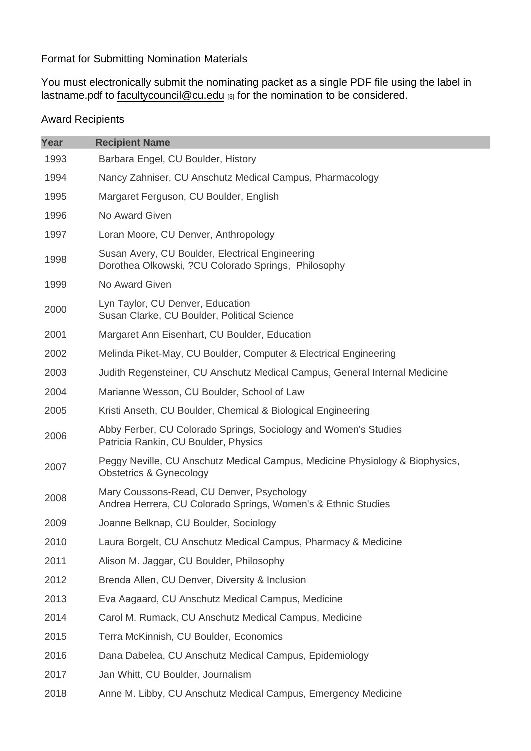Format for Submitting Nomination Materials

You must electronically submit the nominating packet as a single PDF file using the label in lastname.pdf to facultycouncil@cu.edu [3] for the nomination to be considered.

Award Recipients

| Year | Recipient Name |
| --- | --- |
| 1993 | Barbara Engel, CU Boulder, History |
| 1994 | Nancy Zahniser, CU Anschutz Medical Campus, Pharmacology |
| 1995 | Margaret Ferguson, CU Boulder, English |
| 1996 | No Award Given |
| 1997 | Loran Moore, CU Denver, Anthropology |
| 1998 | Susan Avery, CU Boulder, Electrical Engineering<br>Dorothea Olkowski, ?CU Colorado Springs, Philosophy |
| 1999 | No Award Given |
| 2000 | Lyn Taylor, CU Denver, Education<br>Susan Clarke, CU Boulder, Political Science |
| 2001 | Margaret Ann Eisenhart, CU Boulder, Education |
| 2002 | Melinda Piket-May, CU Boulder, Computer & Electrical Engineering |
| 2003 | Judith Regensteiner, CU Anschutz Medical Campus, General Internal Medicine |
| 2004 | Marianne Wesson, CU Boulder, School of Law |
| 2005 | Kristi Anseth, CU Boulder, Chemical & Biological Engineering |
| 2006 | Abby Ferber, CU Colorado Springs, Sociology and Women's Studies<br>Patricia Rankin, CU Boulder, Physics |
| 2007 | Peggy Neville, CU Anschutz Medical Campus, Medicine Physiology & Biophysics, Obstetrics & Gynecology |
| 2008 | Mary Coussons-Read, CU Denver, Psychology<br>Andrea Herrera, CU Colorado Springs, Women's & Ethnic Studies |
| 2009 | Joanne Belknap, CU Boulder, Sociology |
| 2010 | Laura Borgelt, CU Anschutz Medical Campus, Pharmacy & Medicine |
| 2011 | Alison M. Jaggar, CU Boulder, Philosophy |
| 2012 | Brenda Allen, CU Denver, Diversity & Inclusion |
| 2013 | Eva Aagaard, CU Anschutz Medical Campus, Medicine |
| 2014 | Carol M. Rumack, CU Anschutz Medical Campus, Medicine |
| 2015 | Terra McKinnish, CU Boulder, Economics |
| 2016 | Dana Dabelea, CU Anschutz Medical Campus, Epidemiology |
| 2017 | Jan Whitt, CU Boulder, Journalism |
| 2018 | Anne M. Libby, CU Anschutz Medical Campus, Emergency Medicine |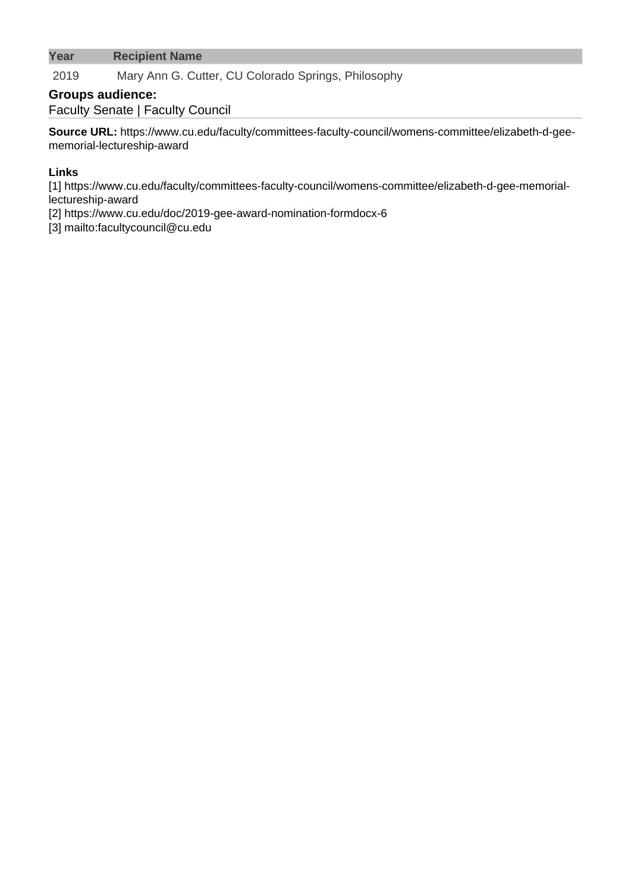| Year | Recipient Name |
| --- | --- |
| 2019 | Mary Ann G. Cutter, CU Colorado Springs, Philosophy |

**Groups audience:**
Faculty Senate | Faculty Council

**Source URL:** https://www.cu.edu/faculty/committees-faculty-council/womens-committee/elizabeth-d-gee-memorial-lectureship-award

**Links**
[1] https://www.cu.edu/faculty/committees-faculty-council/womens-committee/elizabeth-d-gee-memorial-lectureship-award
[2] https://www.cu.edu/doc/2019-gee-award-nomination-formdocx-6
[3] mailto:facultycouncil@cu.edu